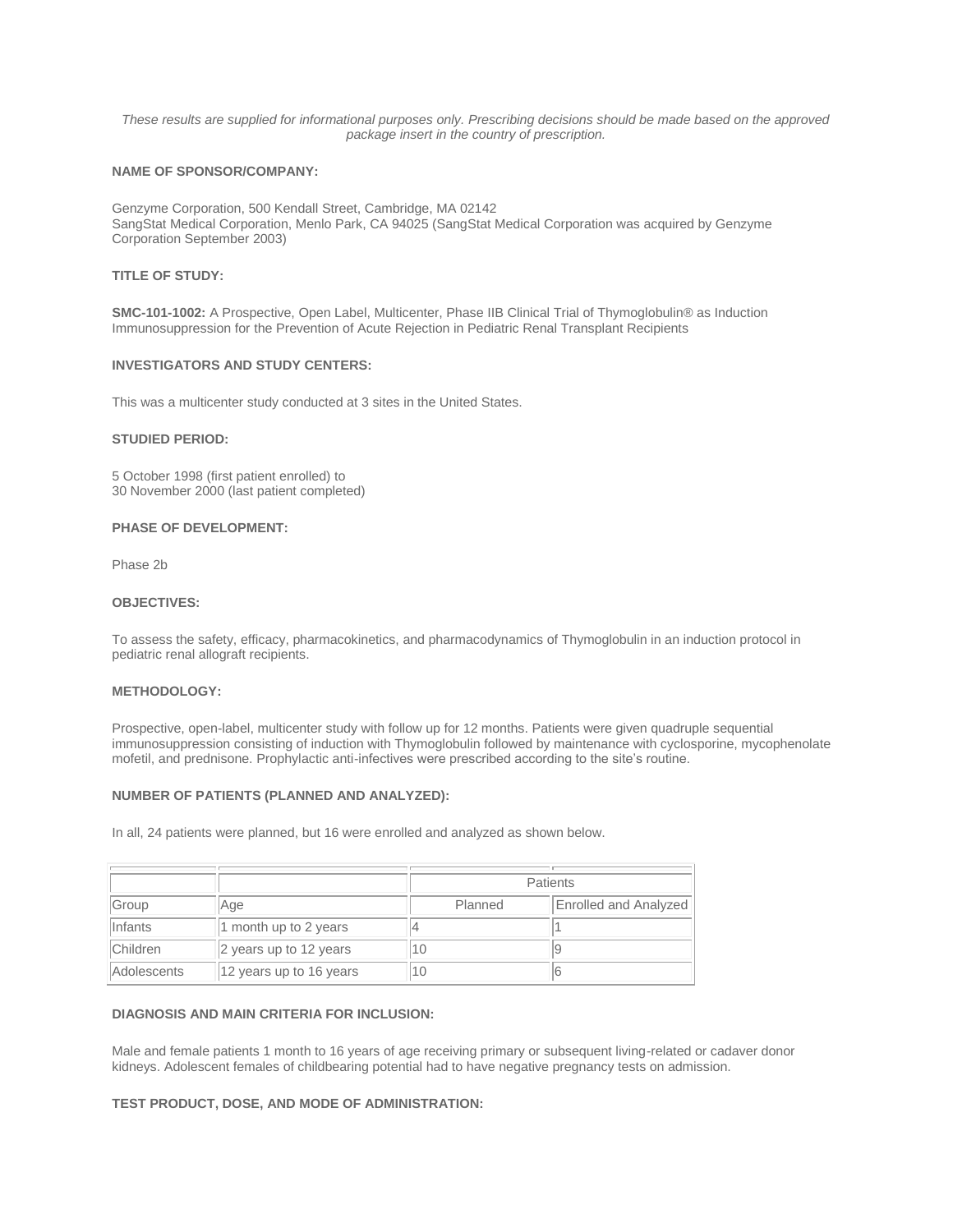*These results are supplied for informational purposes only. Prescribing decisions should be made based on the approved package insert in the country of prescription.*

**NAME OF SPONSOR/COMPANY:**

Genzyme Corporation, 500 Kendall Street, Cambridge, MA 02142
SangStat Medical Corporation, Menlo Park, CA 94025 (SangStat Medical Corporation was acquired by Genzyme Corporation September 2003)

**TITLE OF STUDY:**

**SMC-101-1002:** A Prospective, Open Label, Multicenter, Phase IIB Clinical Trial of Thymoglobulin® as Induction Immunosuppression for the Prevention of Acute Rejection in Pediatric Renal Transplant Recipients

**INVESTIGATORS AND STUDY CENTERS:**

This was a multicenter study conducted at 3 sites in the United States.

**STUDIED PERIOD:**

5 October 1998 (first patient enrolled) to
30 November 2000 (last patient completed)

**PHASE OF DEVELOPMENT:**

Phase 2b

**OBJECTIVES:**

To assess the safety, efficacy, pharmacokinetics, and pharmacodynamics of Thymoglobulin in an induction protocol in pediatric renal allograft recipients.

**METHODOLOGY:**

Prospective, open-label, multicenter study with follow up for 12 months. Patients were given quadruple sequential immunosuppression consisting of induction with Thymoglobulin followed by maintenance with cyclosporine, mycophenolate mofetil, and prednisone. Prophylactic anti-infectives were prescribed according to the site's routine.

**NUMBER OF PATIENTS (PLANNED AND ANALYZED):**

In all, 24 patients were planned, but 16 were enrolled and analyzed as shown below.

| | | Patients | |
|---|---|---|---|
| Group | Age | Planned | Enrolled and Analyzed |
| Infants | 1 month up to 2 years | 4 | 1 |
| Children | 2 years up to 12 years | 10 | 9 |
| Adolescents | 12 years up to 16 years | 10 | 6 |

**DIAGNOSIS AND MAIN CRITERIA FOR INCLUSION:**

Male and female patients 1 month to 16 years of age receiving primary or subsequent living-related or cadaver donor kidneys. Adolescent females of childbearing potential had to have negative pregnancy tests on admission.

**TEST PRODUCT, DOSE, AND MODE OF ADMINISTRATION:**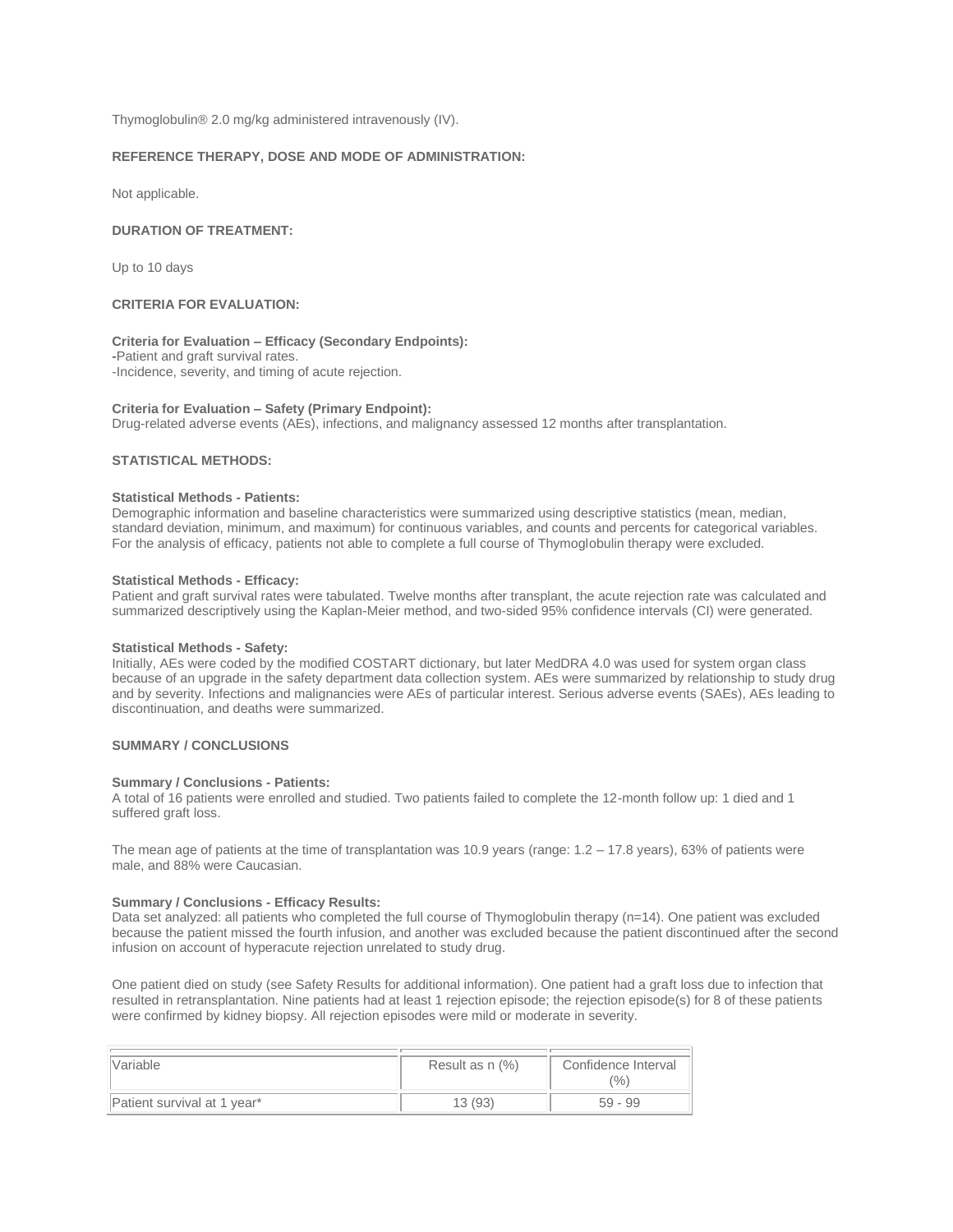Thymoglobulin® 2.0 mg/kg administered intravenously (IV).

**REFERENCE THERAPY, DOSE AND MODE OF ADMINISTRATION:**

Not applicable.

**DURATION OF TREATMENT:**

Up to 10 days

**CRITERIA FOR EVALUATION:**

**Criteria for Evaluation – Efficacy (Secondary Endpoints):**
-Patient and graft survival rates.
-Incidence, severity, and timing of acute rejection.

**Criteria for Evaluation – Safety (Primary Endpoint):**
Drug-related adverse events (AEs), infections, and malignancy assessed 12 months after transplantation.

**STATISTICAL METHODS:**

**Statistical Methods - Patients:**
Demographic information and baseline characteristics were summarized using descriptive statistics (mean, median, standard deviation, minimum, and maximum) for continuous variables, and counts and percents for categorical variables. For the analysis of efficacy, patients not able to complete a full course of Thymoglobulin therapy were excluded.

**Statistical Methods - Efficacy:**
Patient and graft survival rates were tabulated. Twelve months after transplant, the acute rejection rate was calculated and summarized descriptively using the Kaplan-Meier method, and two-sided 95% confidence intervals (CI) were generated.

**Statistical Methods - Safety:**
Initially, AEs were coded by the modified COSTART dictionary, but later MedDRA 4.0 was used for system organ class because of an upgrade in the safety department data collection system. AEs were summarized by relationship to study drug and by severity. Infections and malignancies were AEs of particular interest. Serious adverse events (SAEs), AEs leading to discontinuation, and deaths were summarized.

**SUMMARY / CONCLUSIONS**

**Summary / Conclusions - Patients:**
A total of 16 patients were enrolled and studied. Two patients failed to complete the 12-month follow up: 1 died and 1 suffered graft loss.

The mean age of patients at the time of transplantation was 10.9 years (range: 1.2 – 17.8 years), 63% of patients were male, and 88% were Caucasian.

**Summary / Conclusions - Efficacy Results:**
Data set analyzed: all patients who completed the full course of Thymoglobulin therapy (n=14). One patient was excluded because the patient missed the fourth infusion, and another was excluded because the patient discontinued after the second infusion on account of hyperacute rejection unrelated to study drug.

One patient died on study (see Safety Results for additional information). One patient had a graft loss due to infection that resulted in retransplantation. Nine patients had at least 1 rejection episode; the rejection episode(s) for 8 of these patients were confirmed by kidney biopsy. All rejection episodes were mild or moderate in severity.

| Variable | Result as n (%) | Confidence Interval (%) |
|---|---|---|
| Patient survival at 1 year* | 13 (93) | 59 - 99 |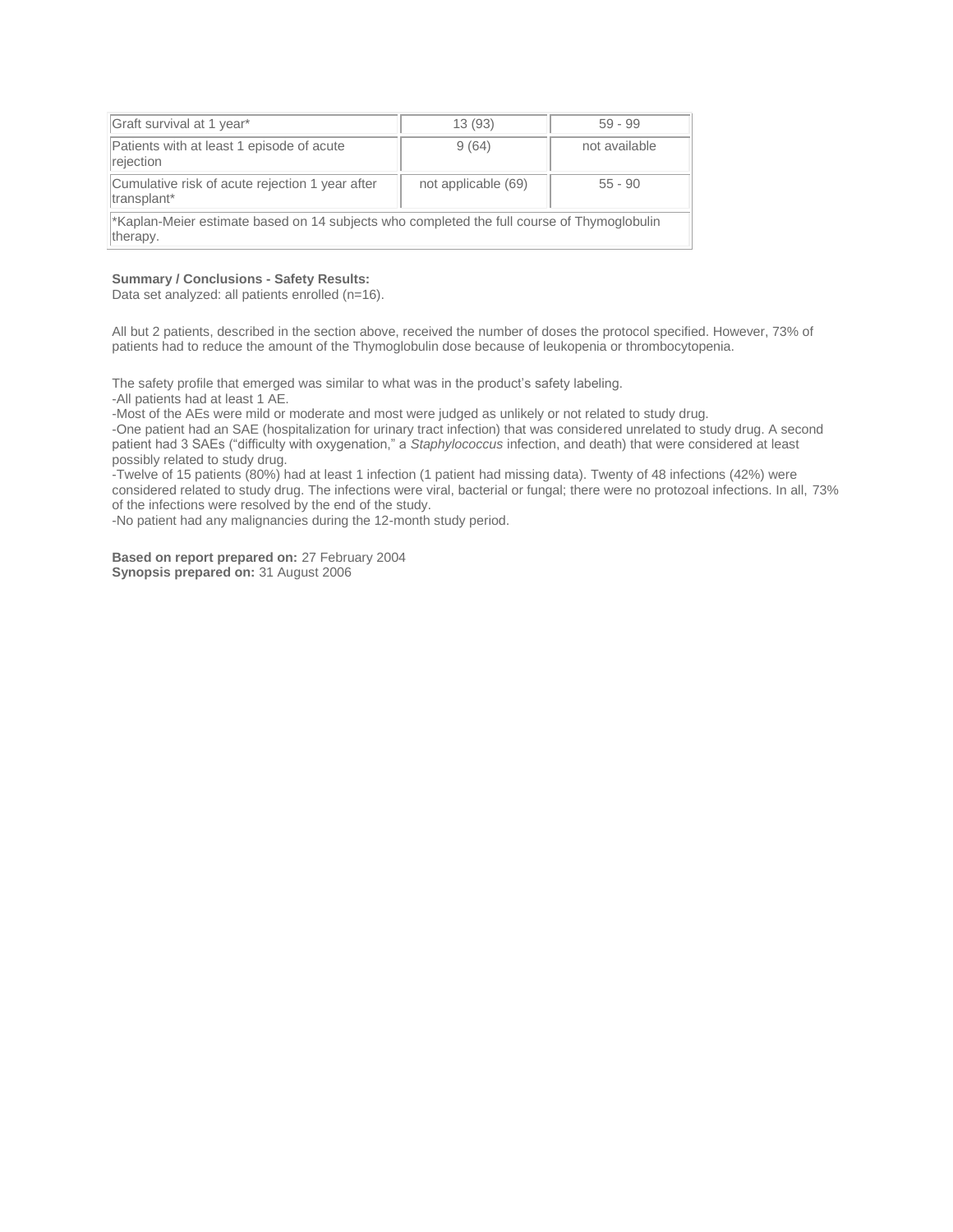| | | |
|---|---|---|
| Graft survival at 1 year* | 13 (93) | 59 - 99 |
| Patients with at least 1 episode of acute rejection | 9 (64) | not available |
| Cumulative risk of acute rejection 1 year after transplant* | not applicable (69) | 55 - 90 |
| *Kaplan-Meier estimate based on 14 subjects who completed the full course of Thymoglobulin therapy. | | |

**Summary / Conclusions - Safety Results:**
Data set analyzed: all patients enrolled (n=16).

All but 2 patients, described in the section above, received the number of doses the protocol specified. However, 73% of patients had to reduce the amount of the Thymoglobulin dose because of leukopenia or thrombocytopenia.

The safety profile that emerged was similar to what was in the product's safety labeling.
-All patients had at least 1 AE.
-Most of the AEs were mild or moderate and most were judged as unlikely or not related to study drug.
-One patient had an SAE (hospitalization for urinary tract infection) that was considered unrelated to study drug. A second patient had 3 SAEs ("difficulty with oxygenation," a *Staphylococcus* infection, and death) that were considered at least possibly related to study drug.
-Twelve of 15 patients (80%) had at least 1 infection (1 patient had missing data). Twenty of 48 infections (42%) were considered related to study drug. The infections were viral, bacterial or fungal; there were no protozoal infections. In all, 73% of the infections were resolved by the end of the study.
-No patient had any malignancies during the 12-month study period.

**Based on report prepared on:** 27 February 2004
**Synopsis prepared on:** 31 August 2006